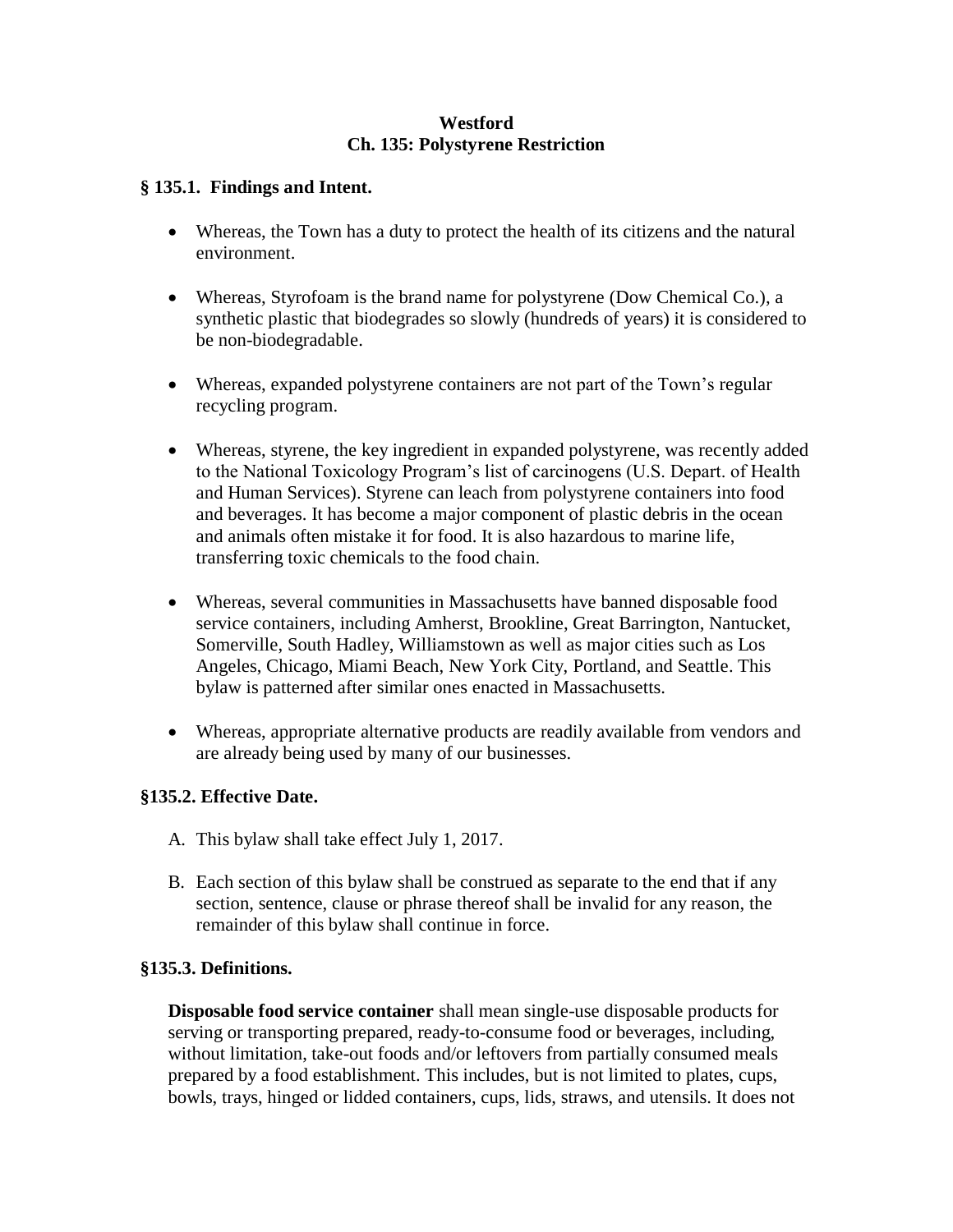# Westford
# Ch. 135: Polystyrene Restriction

## § 135.1. Findings and Intent.

- Whereas, the Town has a duty to protect the health of its citizens and the natural environment.
- Whereas, Styrofoam is the brand name for polystyrene (Dow Chemical Co.), a synthetic plastic that biodegrades so slowly (hundreds of years) it is considered to be non-biodegradable.
- Whereas, expanded polystyrene containers are not part of the Town's regular recycling program.
- Whereas, styrene, the key ingredient in expanded polystyrene, was recently added to the National Toxicology Program's list of carcinogens (U.S. Depart. of Health and Human Services). Styrene can leach from polystyrene containers into food and beverages. It has become a major component of plastic debris in the ocean and animals often mistake it for food. It is also hazardous to marine life, transferring toxic chemicals to the food chain.
- Whereas, several communities in Massachusetts have banned disposable food service containers, including Amherst, Brookline, Great Barrington, Nantucket, Somerville, South Hadley, Williamstown as well as major cities such as Los Angeles, Chicago, Miami Beach, New York City, Portland, and Seattle. This bylaw is patterned after similar ones enacted in Massachusetts.
- Whereas, appropriate alternative products are readily available from vendors and are already being used by many of our businesses.

## §135.2. Effective Date.

A. This bylaw shall take effect July 1, 2017.

B. Each section of this bylaw shall be construed as separate to the end that if any section, sentence, clause or phrase thereof shall be invalid for any reason, the remainder of this bylaw shall continue in force.

## §135.3. Definitions.

**Disposable food service container** shall mean single-use disposable products for serving or transporting prepared, ready-to-consume food or beverages, including, without limitation, take-out foods and/or leftovers from partially consumed meals prepared by a food establishment. This includes, but is not limited to plates, cups, bowls, trays, hinged or lidded containers, cups, lids, straws, and utensils. It does not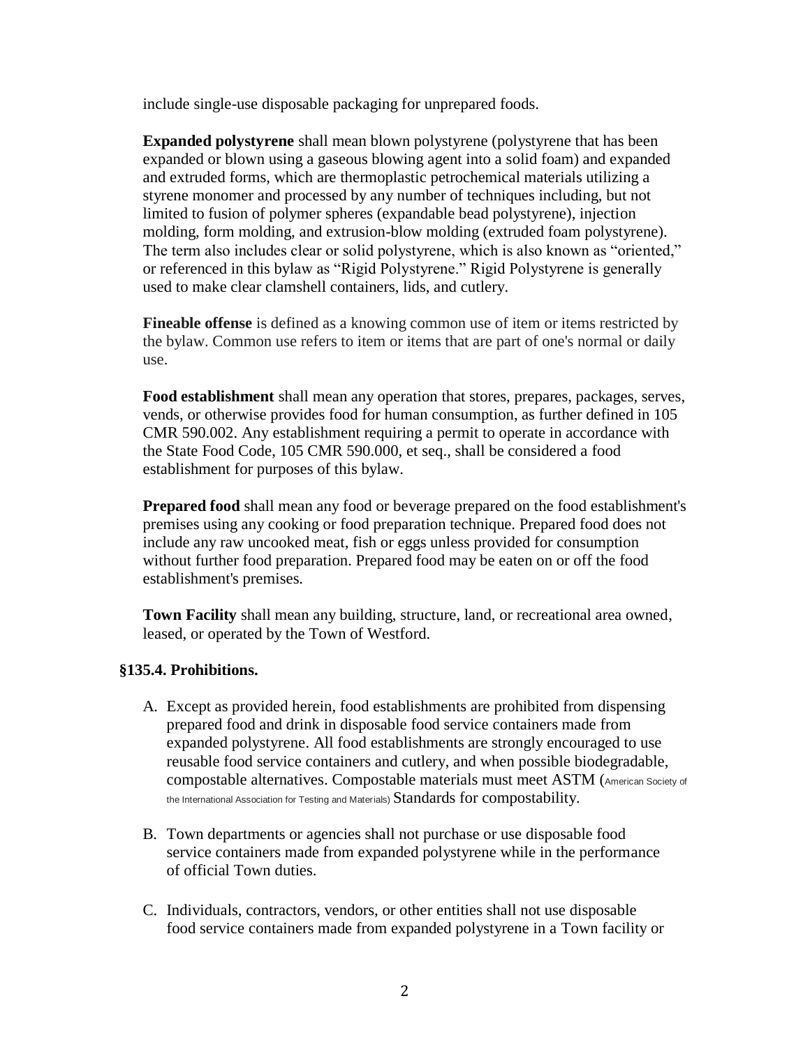include single-use disposable packaging for unprepared foods.

**Expanded polystyrene** shall mean blown polystyrene (polystyrene that has been expanded or blown using a gaseous blowing agent into a solid foam) and expanded and extruded forms, which are thermoplastic petrochemical materials utilizing a styrene monomer and processed by any number of techniques including, but not limited to fusion of polymer spheres (expandable bead polystyrene), injection molding, form molding, and extrusion-blow molding (extruded foam polystyrene). The term also includes clear or solid polystyrene, which is also known as "oriented," or referenced in this bylaw as "Rigid Polystyrene." Rigid Polystyrene is generally used to make clear clamshell containers, lids, and cutlery.

**Fineable offense** is defined as a knowing common use of item or items restricted by the bylaw. Common use refers to item or items that are part of one's normal or daily use.

**Food establishment** shall mean any operation that stores, prepares, packages, serves, vends, or otherwise provides food for human consumption, as further defined in 105 CMR 590.002. Any establishment requiring a permit to operate in accordance with the State Food Code, 105 CMR 590.000, et seq., shall be considered a food establishment for purposes of this bylaw.

**Prepared food** shall mean any food or beverage prepared on the food establishment's premises using any cooking or food preparation technique. Prepared food does not include any raw uncooked meat, fish or eggs unless provided for consumption without further food preparation. Prepared food may be eaten on or off the food establishment's premises.

**Town Facility** shall mean any building, structure, land, or recreational area owned, leased, or operated by the Town of Westford.

### §135.4. Prohibitions.

A. Except as provided herein, food establishments are prohibited from dispensing prepared food and drink in disposable food service containers made from expanded polystyrene. All food establishments are strongly encouraged to use reusable food service containers and cutlery, and when possible biodegradable, compostable alternatives. Compostable materials must meet ASTM (American Society of the International Association for Testing and Materials) Standards for compostability.

B. Town departments or agencies shall not purchase or use disposable food service containers made from expanded polystyrene while in the performance of official Town duties.

C. Individuals, contractors, vendors, or other entities shall not use disposable food service containers made from expanded polystyrene in a Town facility or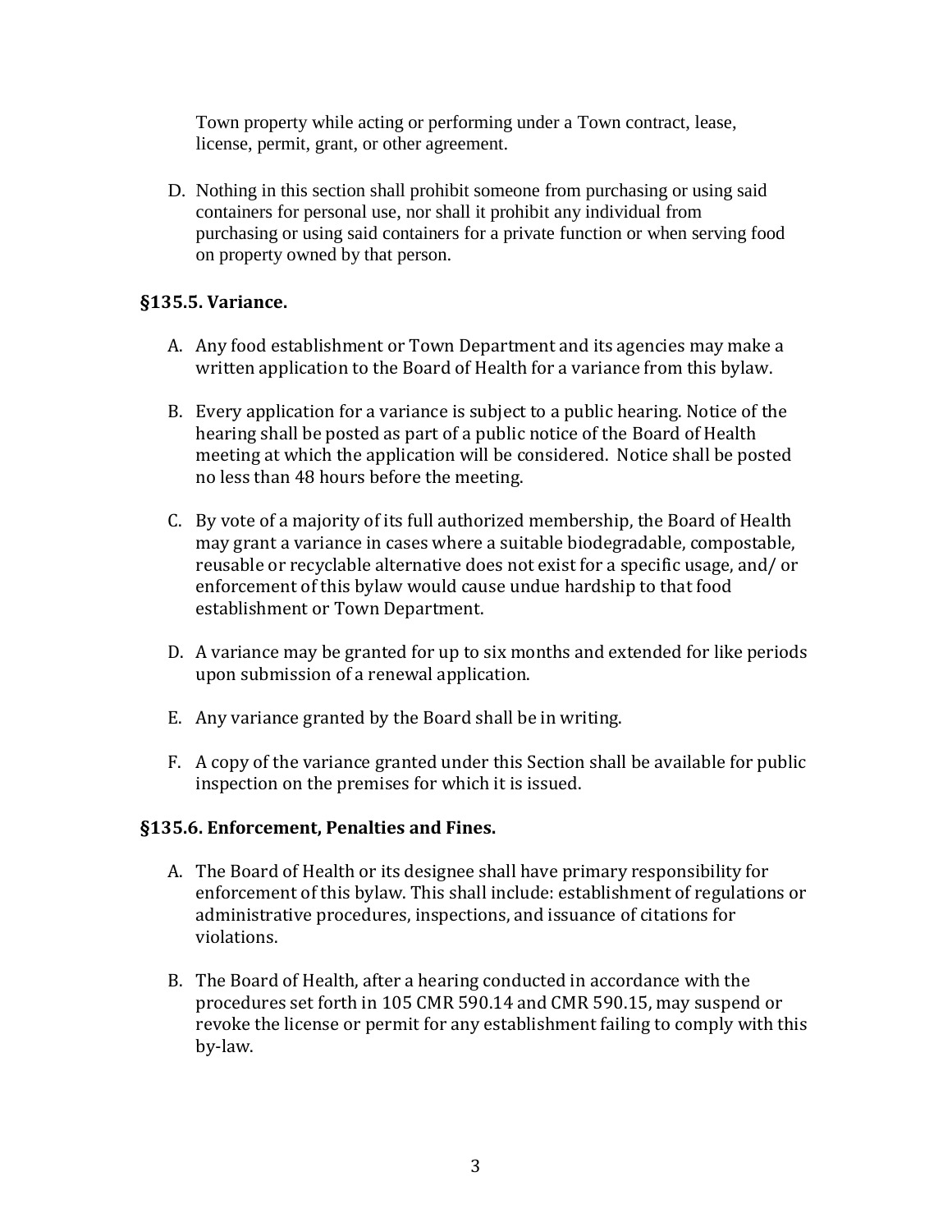Town property while acting or performing under a Town contract, lease, license, permit, grant, or other agreement.

D. Nothing in this section shall prohibit someone from purchasing or using said containers for personal use, nor shall it prohibit any individual from purchasing or using said containers for a private function or when serving food on property owned by that person.

### §135.5. Variance.

A. Any food establishment or Town Department and its agencies may make a written application to the Board of Health for a variance from this bylaw.

B. Every application for a variance is subject to a public hearing. Notice of the hearing shall be posted as part of a public notice of the Board of Health meeting at which the application will be considered. Notice shall be posted no less than 48 hours before the meeting.

C. By vote of a majority of its full authorized membership, the Board of Health may grant a variance in cases where a suitable biodegradable, compostable, reusable or recyclable alternative does not exist for a specific usage, and/ or enforcement of this bylaw would cause undue hardship to that food establishment or Town Department.

D. A variance may be granted for up to six months and extended for like periods upon submission of a renewal application.

E. Any variance granted by the Board shall be in writing.

F. A copy of the variance granted under this Section shall be available for public inspection on the premises for which it is issued.

### §135.6. Enforcement, Penalties and Fines.

A. The Board of Health or its designee shall have primary responsibility for enforcement of this bylaw. This shall include: establishment of regulations or administrative procedures, inspections, and issuance of citations for violations.

B. The Board of Health, after a hearing conducted in accordance with the procedures set forth in 105 CMR 590.14 and CMR 590.15, may suspend or revoke the license or permit for any establishment failing to comply with this by-law.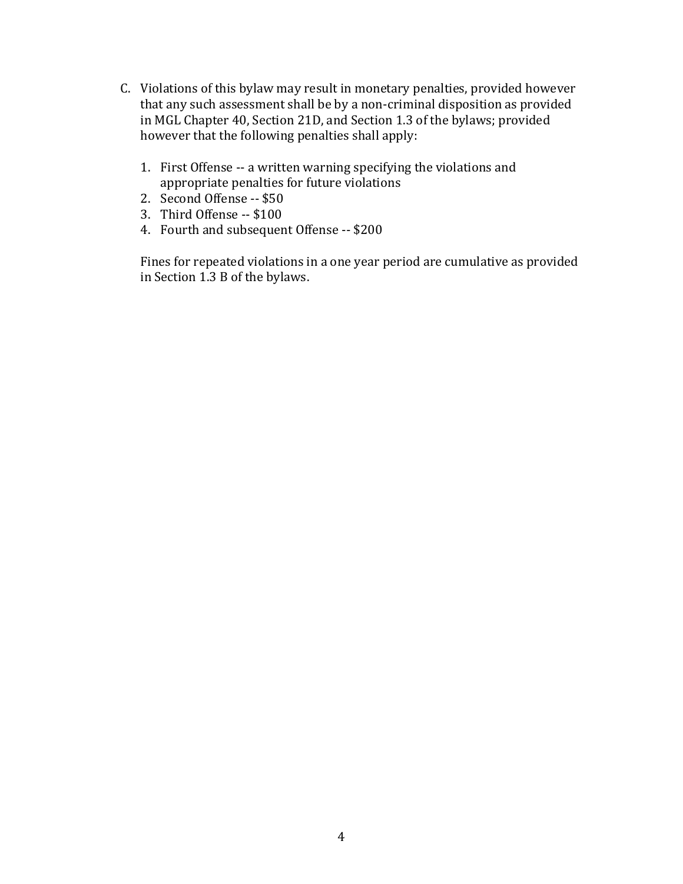C. Violations of this bylaw may result in monetary penalties, provided however that any such assessment shall be by a non-criminal disposition as provided in MGL Chapter 40, Section 21D, and Section 1.3 of the bylaws; provided however that the following penalties shall apply:

   1. First Offense -- a written warning specifying the violations and appropriate penalties for future violations
   2. Second Offense -- $50
   3. Third Offense -- $100
   4. Fourth and subsequent Offense -- $200

   Fines for repeated violations in a one year period are cumulative as provided in Section 1.3 B of the bylaws.